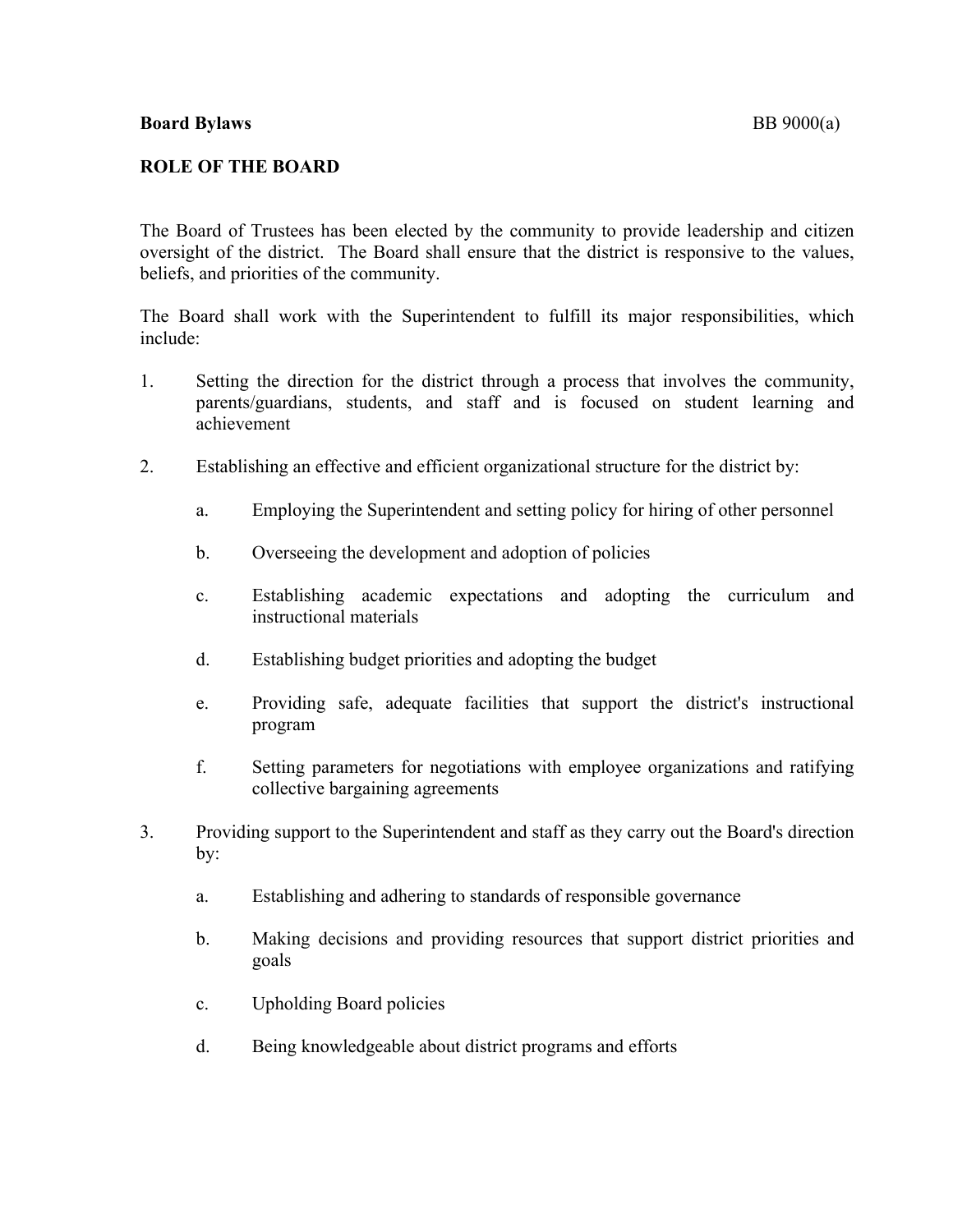**Board Bylaws** BB 9000(a)

## ROLE OF THE BOARD

The Board of Trustees has been elected by the community to provide leadership and citizen oversight of the district. The Board shall ensure that the district is responsive to the values, beliefs, and priorities of the community.

The Board shall work with the Superintendent to fulfill its major responsibilities, which include:

1. Setting the direction for the district through a process that involves the community, parents/guardians, students, and staff and is focused on student learning and achievement

2. Establishing an effective and efficient organizational structure for the district by:

   a. Employing the Superintendent and setting policy for hiring of other personnel

   b. Overseeing the development and adoption of policies

   c. Establishing academic expectations and adopting the curriculum and instructional materials

   d. Establishing budget priorities and adopting the budget

   e. Providing safe, adequate facilities that support the district's instructional program

   f. Setting parameters for negotiations with employee organizations and ratifying collective bargaining agreements

3. Providing support to the Superintendent and staff as they carry out the Board's direction by:

   a. Establishing and adhering to standards of responsible governance

   b. Making decisions and providing resources that support district priorities and goals

   c. Upholding Board policies

   d. Being knowledgeable about district programs and efforts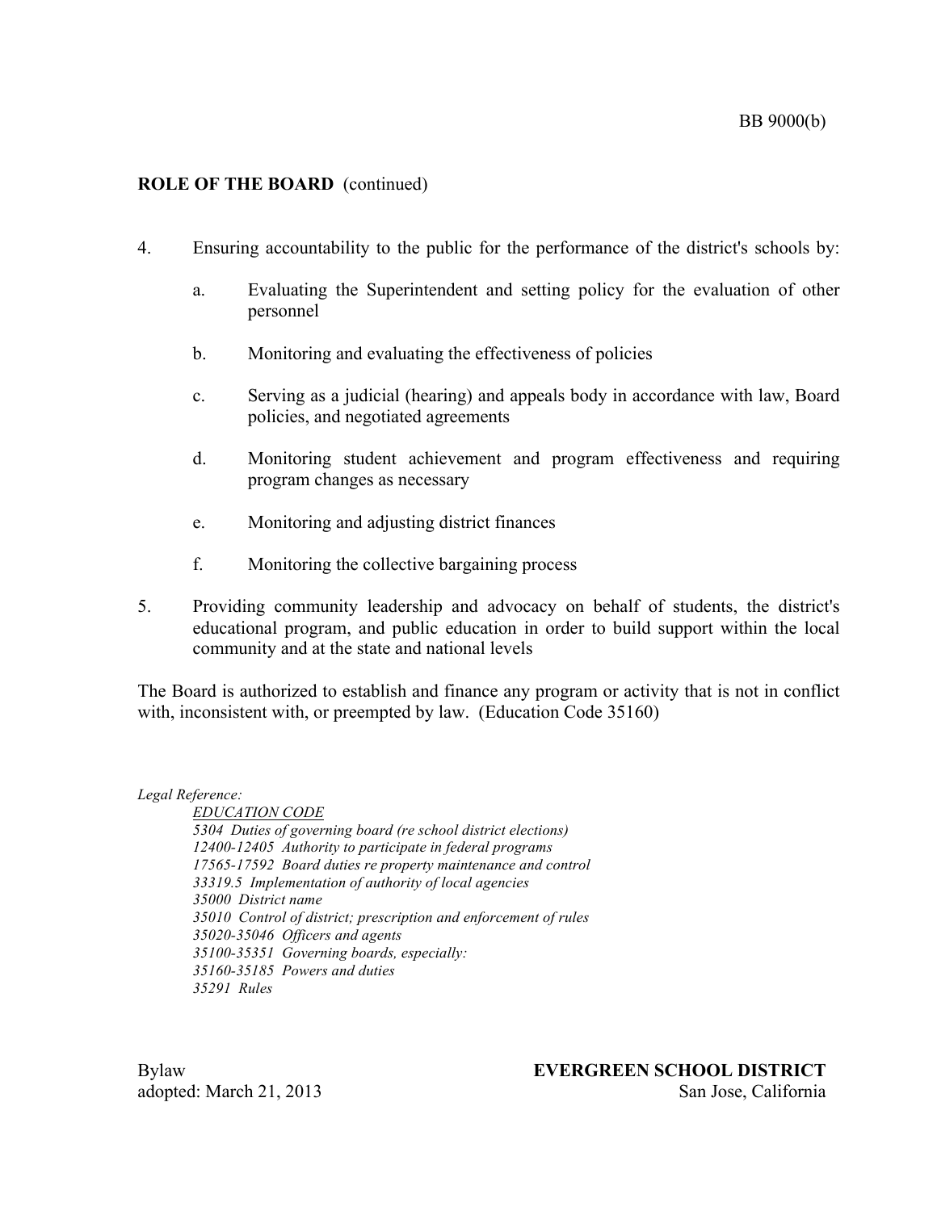**ROLE OF THE BOARD** (continued)

4. Ensuring accountability to the public for the performance of the district's schools by:

   a. Evaluating the Superintendent and setting policy for the evaluation of other personnel

   b. Monitoring and evaluating the effectiveness of policies

   c. Serving as a judicial (hearing) and appeals body in accordance with law, Board policies, and negotiated agreements

   d. Monitoring student achievement and program effectiveness and requiring program changes as necessary

   e. Monitoring and adjusting district finances

   f. Monitoring the collective bargaining process

5. Providing community leadership and advocacy on behalf of students, the district's educational program, and public education in order to build support within the local community and at the state and national levels

The Board is authorized to establish and finance any program or activity that is not in conflict with, inconsistent with, or preempted by law. (Education Code 35160)

*Legal Reference:*

*EDUCATION CODE*

*5304 Duties of governing board (re school district elections)*
*12400-12405 Authority to participate in federal programs*
*17565-17592 Board duties re property maintenance and control*
*33319.5 Implementation of authority of local agencies*
*35000 District name*
*35010 Control of district; prescription and enforcement of rules*
*35020-35046 Officers and agents*
*35100-35351 Governing boards, especially:*
*35160-35185 Powers and duties*
*35291 Rules*

Bylaw
adopted: March 21, 2013

**EVERGREEN SCHOOL DISTRICT**
San Jose, California